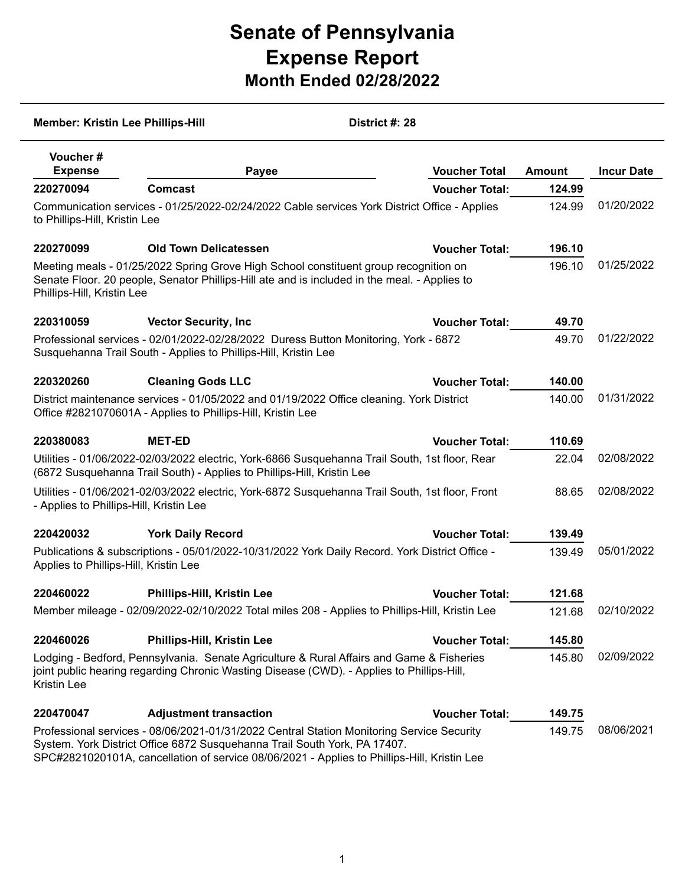# Senate of Pennsylvania
# Expense Report
## Month Ended 02/28/2022

**Member: Kristin Lee Phillips-Hill** **District #: 28**

| Voucher # Expense | Payee | Voucher Total | Amount | Incur Date |
|---|---|---|---|---|
| **220270094** | **Comcast** | **Voucher Total:** | **124.99** | |
| Communication services - 01/25/2022-02/24/2022 Cable services York District Office - Applies to Phillips-Hill, Kristin Lee | | | 124.99 | 01/20/2022 |
| **220270099** | **Old Town Delicatessen** | **Voucher Total:** | **196.10** | |
| Meeting meals - 01/25/2022 Spring Grove High School constituent group recognition on Senate Floor. 20 people, Senator Phillips-Hill ate and is included in the meal. - Applies to Phillips-Hill, Kristin Lee | | | 196.10 | 01/25/2022 |
| **220310059** | **Vector Security, Inc** | **Voucher Total:** | **49.70** | |
| Professional services - 02/01/2022-02/28/2022 Duress Button Monitoring, York - 6872 Susquehanna Trail South - Applies to Phillips-Hill, Kristin Lee | | | 49.70 | 01/22/2022 |
| **220320260** | **Cleaning Gods LLC** | **Voucher Total:** | **140.00** | |
| District maintenance services - 01/05/2022 and 01/19/2022 Office cleaning. York District Office #2821070601A - Applies to Phillips-Hill, Kristin Lee | | | 140.00 | 01/31/2022 |
| **220380083** | **MET-ED** | **Voucher Total:** | **110.69** | |
| Utilities - 01/06/2022-02/03/2022 electric, York-6866 Susquehanna Trail South, 1st floor, Rear (6872 Susquehanna Trail South) - Applies to Phillips-Hill, Kristin Lee | | | 22.04 | 02/08/2022 |
| Utilities - 01/06/2021-02/03/2022 electric, York-6872 Susquehanna Trail South, 1st floor, Front - Applies to Phillips-Hill, Kristin Lee | | | 88.65 | 02/08/2022 |
| **220420032** | **York Daily Record** | **Voucher Total:** | **139.49** | |
| Publications & subscriptions - 05/01/2022-10/31/2022 York Daily Record. York District Office - Applies to Phillips-Hill, Kristin Lee | | | 139.49 | 05/01/2022 |
| **220460022** | **Phillips-Hill, Kristin Lee** | **Voucher Total:** | **121.68** | |
| Member mileage - 02/09/2022-02/10/2022 Total miles 208 - Applies to Phillips-Hill, Kristin Lee | | | 121.68 | 02/10/2022 |
| **220460026** | **Phillips-Hill, Kristin Lee** | **Voucher Total:** | **145.80** | |
| Lodging - Bedford, Pennsylvania. Senate Agriculture & Rural Affairs and Game & Fisheries joint public hearing regarding Chronic Wasting Disease (CWD). - Applies to Phillips-Hill, Kristin Lee | | | 145.80 | 02/09/2022 |
| **220470047** | **Adjustment transaction** | **Voucher Total:** | **149.75** | |
| Professional services - 08/06/2021-01/31/2022 Central Station Monitoring Service Security System. York District Office 6872 Susquehanna Trail South York, PA 17407. SPC#2821020101A, cancellation of service 08/06/2021 - Applies to Phillips-Hill, Kristin Lee | | | 149.75 | 08/06/2021 |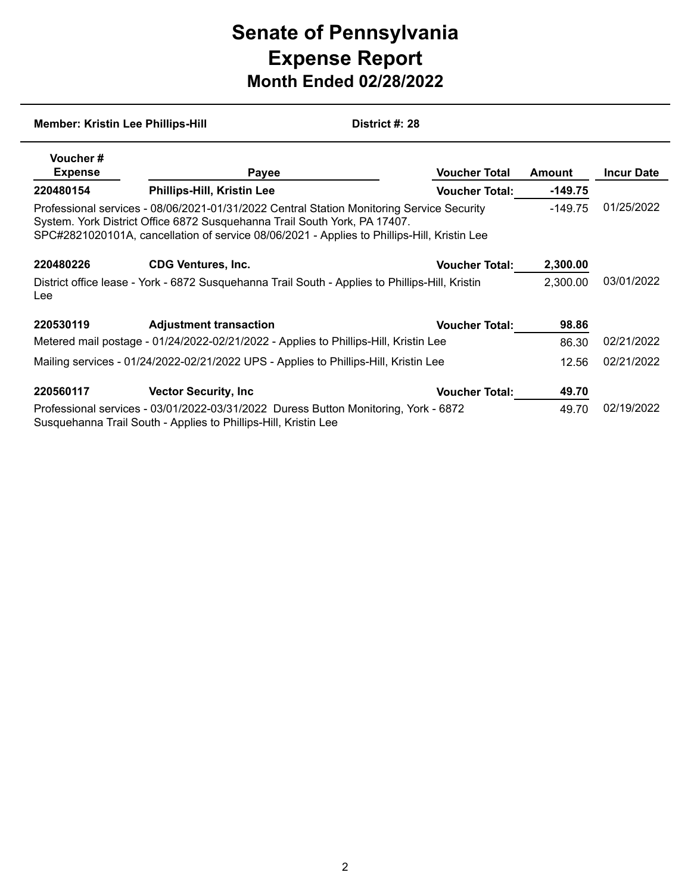# Senate of Pennsylvania
# Expense Report
## Month Ended 02/28/2022

**Member: Kristin Lee Phillips-Hill** **District #: 28**

| Voucher # Expense | Payee | Voucher Total | Amount | Incur Date |
|---|---|---|---|---|
| **220480154** | **Phillips-Hill, Kristin Lee** | **Voucher Total:** | **-149.75** | |
| Professional services - 08/06/2021-01/31/2022 Central Station Monitoring Service Security System. York District Office 6872 Susquehanna Trail South York, PA 17407. SPC#2821020101A, cancellation of service 08/06/2021 - Applies to Phillips-Hill, Kristin Lee | | | -149.75 | 01/25/2022 |
| **220480226** | **CDG Ventures, Inc.** | **Voucher Total:** | **2,300.00** | |
| District office lease - York - 6872 Susquehanna Trail South - Applies to Phillips-Hill, Kristin Lee | | | 2,300.00 | 03/01/2022 |
| **220530119** | **Adjustment transaction** | **Voucher Total:** | **98.86** | |
| Metered mail postage - 01/24/2022-02/21/2022 - Applies to Phillips-Hill, Kristin Lee | | | 86.30 | 02/21/2022 |
| Mailing services - 01/24/2022-02/21/2022 UPS - Applies to Phillips-Hill, Kristin Lee | | | 12.56 | 02/21/2022 |
| **220560117** | **Vector Security, Inc** | **Voucher Total:** | **49.70** | |
| Professional services - 03/01/2022-03/31/2022 Duress Button Monitoring, York - 6872 Susquehanna Trail South - Applies to Phillips-Hill, Kristin Lee | | | 49.70 | 02/19/2022 |